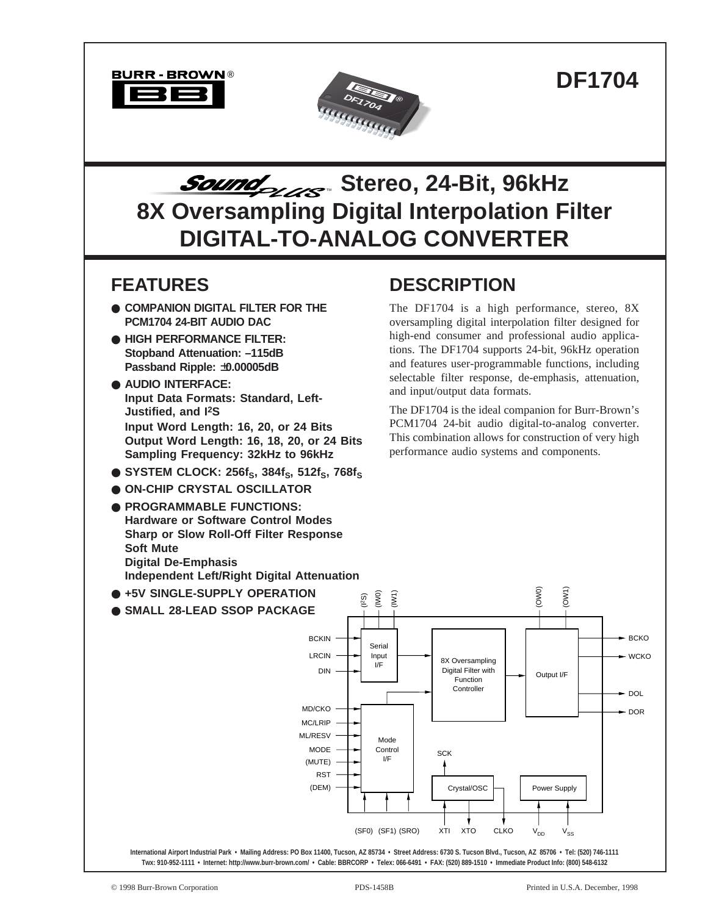BURR - BROWN®

# DF1704

# SoundPlus™ Stereo, 24-Bit, 96kHz 8X Oversampling Digital Interpolation Filter DIGITAL-TO-ANALOG CONVERTER

## FEATURES

- **COMPANION DIGITAL FILTER FOR THE PCM1704 24-BIT AUDIO DAC**
- **HIGH PERFORMANCE FILTER:**
  **Stopband Attenuation: –115dB**
  **Passband Ripple: ±0.00005dB**
- **AUDIO INTERFACE:**
  **Input Data Formats: Standard, Left-Justified, and I²S**
  **Input Word Length: 16, 20, or 24 Bits**
  **Output Word Length: 16, 18, 20, or 24 Bits**
  **Sampling Frequency: 32kHz to 96kHz**
- **SYSTEM CLOCK: $256f_S$, $384f_S$, $512f_S$, $768f_S$**
- **ON-CHIP CRYSTAL OSCILLATOR**
- **PROGRAMMABLE FUNCTIONS:**
  **Hardware or Software Control Modes**
  **Sharp or Slow Roll-Off Filter Response**
  **Soft Mute**
  **Digital De-Emphasis**
  **Independent Left/Right Digital Attenuation**
- **+5V SINGLE-SUPPLY OPERATION**
- **SMALL 28-LEAD SSOP PACKAGE**

## DESCRIPTION

The DF1704 is a high performance, stereo, 8X oversampling digital interpolation filter designed for high-end consumer and professional audio applications. The DF1704 supports 24-bit, 96kHz operation and features user-programmable functions, including selectable filter response, de-emphasis, attenuation, and input/output data formats.

The DF1704 is the ideal companion for Burr-Brown's PCM1704 24-bit audio digital-to-analog converter. This combination allows for construction of very high performance audio systems and components.

International Airport Industrial Park • Mailing Address: PO Box 11400, Tucson, AZ 85734 • Street Address: 6730 S. Tucson Blvd., Tucson, AZ 85706 • Tel: (520) 746-1111
Twx: 910-952-1111 • Internet: http://www.burr-brown.com/ • Cable: BBRCORP • Telex: 066-6491 • FAX: (520) 889-1510 • Immediate Product Info: (800) 548-6132

© 1998 Burr-Brown Corporation PDS-1458B Printed in U.S.A. December, 1998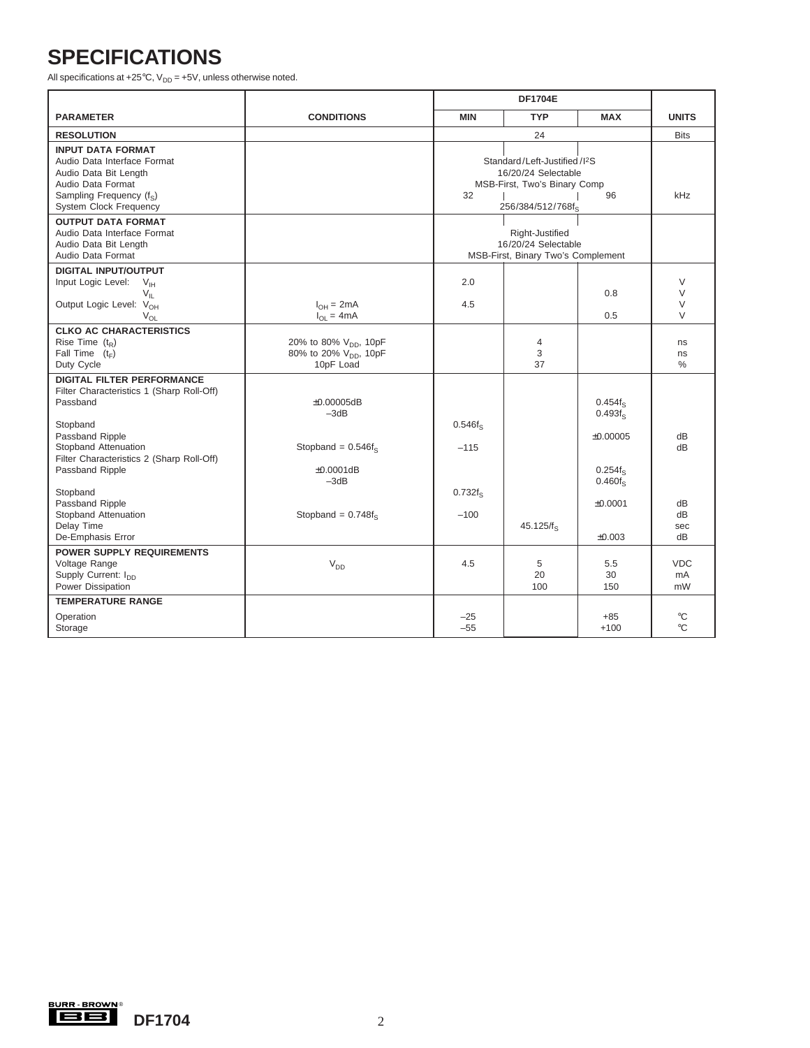# SPECIFICATIONS

All specifications at +25°C, $V_{DD}$ = +5V, unless otherwise noted.

| PARAMETER | CONDITIONS | DF1704E MIN | TYP | MAX | UNITS |
|---|---|---|---|---|---|
| **RESOLUTION** | | | 24 | | Bits |
| **INPUT DATA FORMAT** | | | | | |
| Audio Data Interface Format | | | Standard/Left-Justified/I²S | | |
| Audio Data Bit Length | | | 16/20/24 Selectable | | |
| Audio Data Format | | | MSB-First, Two's Binary Comp | | |
| Sampling Frequency ($f_S$) | | 32 | | 96 | kHz |
| System Clock Frequency | | | $256/384/512/768f_S$ | | |
| **OUTPUT DATA FORMAT** | | | | | |
| Audio Data Interface Format | | | Right-Justified | | |
| Audio Data Bit Length | | | 16/20/24 Selectable | | |
| Audio Data Format | | | MSB-First, Binary Two's Complement | | |
| **DIGITAL INPUT/OUTPUT** | | | | | |
| Input Logic Level: $V_{IH}$ | | 2.0 | | | V |
| $V_{IL}$ | | | | 0.8 | V |
| Output Logic Level: $V_{OH}$ | $I_{OH}$ = 2mA | 4.5 | | | V |
| $V_{OL}$ | $I_{OL}$ = 4mA | | | 0.5 | V |
| **CLKO AC CHARACTERISTICS** | | | | | |
| Rise Time ($t_R$) | 20% to 80% $V_{DD}$, 10pF | | 4 | | ns |
| Fall Time ($t_F$) | 80% to 20% $V_{DD}$, 10pF | | 3 | | ns |
| Duty Cycle | 10pF Load | | 37 | | % |
| **DIGITAL FILTER PERFORMANCE** | | | | | |
| Filter Characteristics 1 (Sharp Roll-Off) | | | | | |
| Passband | ±0.00005dB | | | $0.454f_S$ | |
| | –3dB | | | $0.493f_S$ | |
| Stopband | | $0.546f_S$ | | | |
| Passband Ripple | | | | ±0.00005 | dB |
| Stopband Attenuation | Stopband = $0.546f_S$ | –115 | | | dB |
| Filter Characteristics 2 (Sharp Roll-Off) | | | | | |
| Passband Ripple | ±0.0001dB | | | $0.254f_S$ | |
| | –3dB | | | $0.460f_S$ | |
| Stopband | | $0.732f_S$ | | | |
| Passband Ripple | | | | ±0.0001 | dB |
| Stopband Attenuation | Stopband = $0.748f_S$ | –100 | | | dB |
| Delay Time | | | $45.125/f_S$ | | sec |
| De-Emphasis Error | | | | ±0.003 | dB |
| **POWER SUPPLY REQUIREMENTS** | | | | | |
| Voltage Range | $V_{DD}$ | 4.5 | 5 | 5.5 | VDC |
| Supply Current: $I_{DD}$ | | | 20 | 30 | mA |
| Power Dissipation | | | 100 | 150 | mW |
| **TEMPERATURE RANGE** | | | | | |
| Operation | | –25 | | +85 | °C |
| Storage | | –55 | | +100 | °C |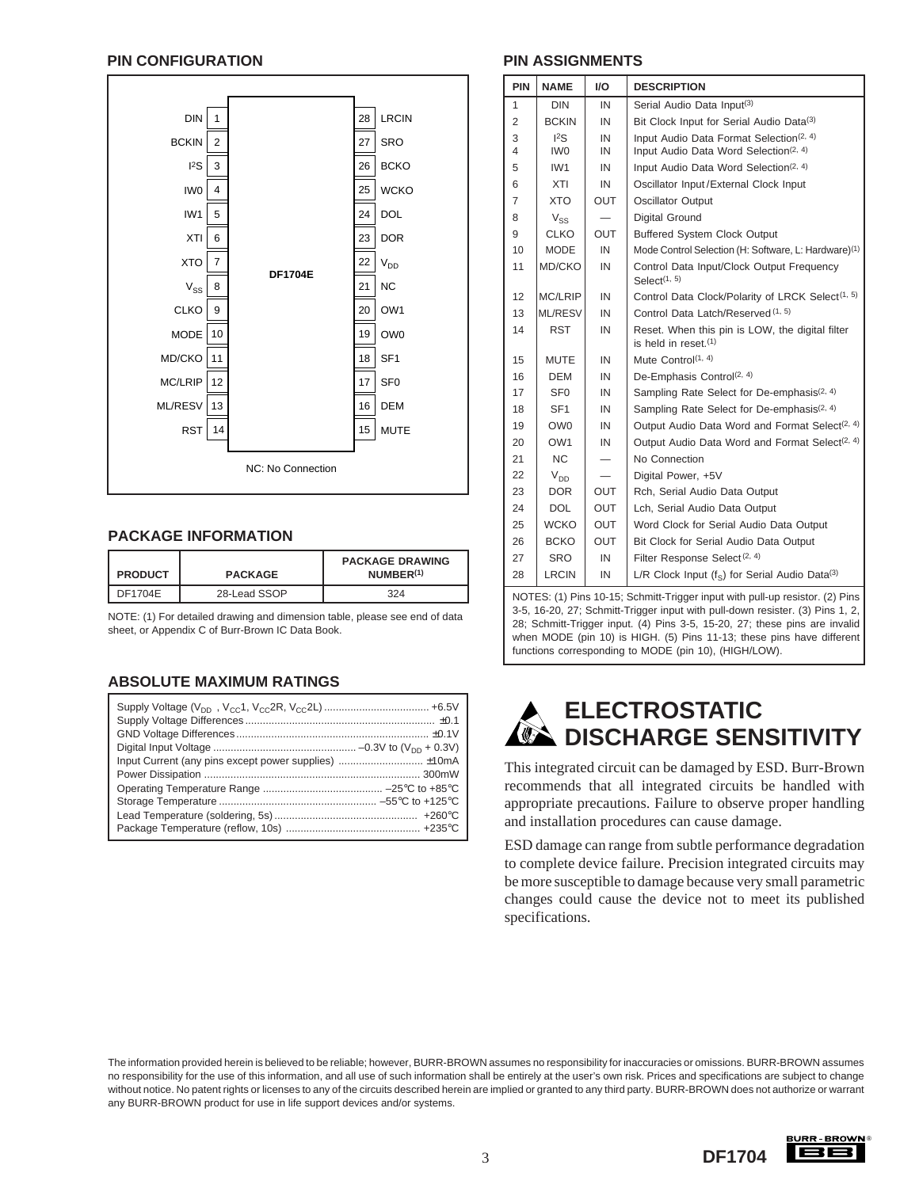## PIN CONFIGURATION

| Pin | Name | | Pin | Name |
|---|---|---|---|---|
| 1 | DIN | | 28 | LRCIN |
| 2 | BCKIN | | 27 | SRO |
| 3 | I²S | | 26 | BCKO |
| 4 | IW0 | | 25 | WCKO |
| 5 | IW1 | | 24 | DOL |
| 6 | XTI | | 23 | DOR |
| 7 | XTO | DF1704E | 22 | $V_{DD}$ |
| 8 | $V_{SS}$ | | 21 | NC |
| 9 | CLKO | | 20 | OW1 |
| 10 | MODE | | 19 | OW0 |
| 11 | MD/CKO | | 18 | SF1 |
| 12 | MC/LRIP | | 17 | SF0 |
| 13 | ML/RESV | | 16 | DEM |
| 14 | RST | | 15 | MUTE |

NC: No Connection

## PIN ASSIGNMENTS

| PIN | NAME | I/O | DESCRIPTION |
|---|---|---|---|
| 1 | DIN | IN | Serial Audio Data Input[3] |
| 2 | BCKIN | IN | Bit Clock Input for Serial Audio Data[3] |
| 3 | I²S | IN | Input Audio Data Format Selection[2, 4] |
| 4 | IW0 | IN | Input Audio Data Word Selection[2, 4] |
| 5 | IW1 | IN | Input Audio Data Word Selection[2, 4] |
| 6 | XTI | IN | Oscillator Input/External Clock Input |
| 7 | XTO | OUT | Oscillator Output |
| 8 | $V_{SS}$ | — | Digital Ground |
| 9 | CLKO | OUT | Buffered System Clock Output |
| 10 | MODE | IN | Mode Control Selection (H: Software, L: Hardware)[1] |
| 11 | MD/CKO | IN | Control Data Input/Clock Output Frequency Select[1, 5] |
| 12 | MC/LRIP | IN | Control Data Clock/Polarity of LRCK Select[1, 5] |
| 13 | ML/RESV | IN | Control Data Latch/Reserved[1, 5] |
| 14 | RST | IN | Reset. When this pin is LOW, the digital filter is held in reset.[1] |
| 15 | MUTE | IN | Mute Control[1, 4] |
| 16 | DEM | IN | De-Emphasis Control[2, 4] |
| 17 | SF0 | IN | Sampling Rate Select for De-emphasis[2, 4] |
| 18 | SF1 | IN | Sampling Rate Select for De-emphasis[2, 4] |
| 19 | OW0 | IN | Output Audio Data Word and Format Select[2, 4] |
| 20 | OW1 | IN | Output Audio Data Word and Format Select[2, 4] |
| 21 | NC | — | No Connection |
| 22 | $V_{DD}$ | — | Digital Power, +5V |
| 23 | DOR | OUT | Rch, Serial Audio Data Output |
| 24 | DOL | OUT | Lch, Serial Audio Data Output |
| 25 | WCKO | OUT | Word Clock for Serial Audio Data Output |
| 26 | BCKO | OUT | Bit Clock for Serial Audio Data Output |
| 27 | SRO | IN | Filter Response Select[2, 4] |
| 28 | LRCIN | IN | L/R Clock Input ($f_S$) for Serial Audio Data[3] |

NOTES: (1) Pins 10-15; Schmitt-Trigger input with pull-up resistor. (2) Pins 3-5, 16-20, 27; Schmitt-Trigger input with pull-down resister. (3) Pins 1, 2, 28; Schmitt-Trigger input. (4) Pins 3-5, 15-20, 27; these pins are invalid when MODE (pin 10) is HIGH. (5) Pins 11-13; these pins have different functions corresponding to MODE (pin 10), (HIGH/LOW).

## PACKAGE INFORMATION

| PRODUCT | PACKAGE | PACKAGE DRAWING NUMBER[1] |
|---|---|---|
| DF1704E | 28-Lead SSOP | 324 |

NOTE: (1) For detailed drawing and dimension table, please see end of data sheet, or Appendix C of Burr-Brown IC Data Book.

## ABSOLUTE MAXIMUM RATINGS

| | |
|---|---|
| Supply Voltage ($V_{DD}$, $V_{CC}$1, $V_{CC}$2R, $V_{CC}$2L) | +6.5V |
| Supply Voltage Differences | ±0.1 |
| GND Voltage Differences | ±0.1V |
| Digital Input Voltage | –0.3V to ($V_{DD}$ + 0.3V) |
| Input Current (any pins except power supplies) | ±10mA |
| Power Dissipation | 300mW |
| Operating Temperature Range | –25°C to +85°C |
| Storage Temperature | –55°C to +125°C |
| Lead Temperature (soldering, 5s) | +260°C |
| Package Temperature (reflow, 10s) | +235°C |

## ELECTROSTATIC DISCHARGE SENSITIVITY

This integrated circuit can be damaged by ESD. Burr-Brown recommends that all integrated circuits be handled with appropriate precautions. Failure to observe proper handling and installation procedures can cause damage.

ESD damage can range from subtle performance degradation to complete device failure. Precision integrated circuits may be more susceptible to damage because very small parametric changes could cause the device not to meet its published specifications.

The information provided herein is believed to be reliable; however, BURR-BROWN assumes no responsibility for inaccuracies or omissions. BURR-BROWN assumes no responsibility for the use of this information, and all use of such information shall be entirely at the user's own risk. Prices and specifications are subject to change without notice. No patent rights or licenses to any of the circuits described herein are implied or granted to any third party. BURR-BROWN does not authorize or warrant any BURR-BROWN product for use in life support devices and/or systems.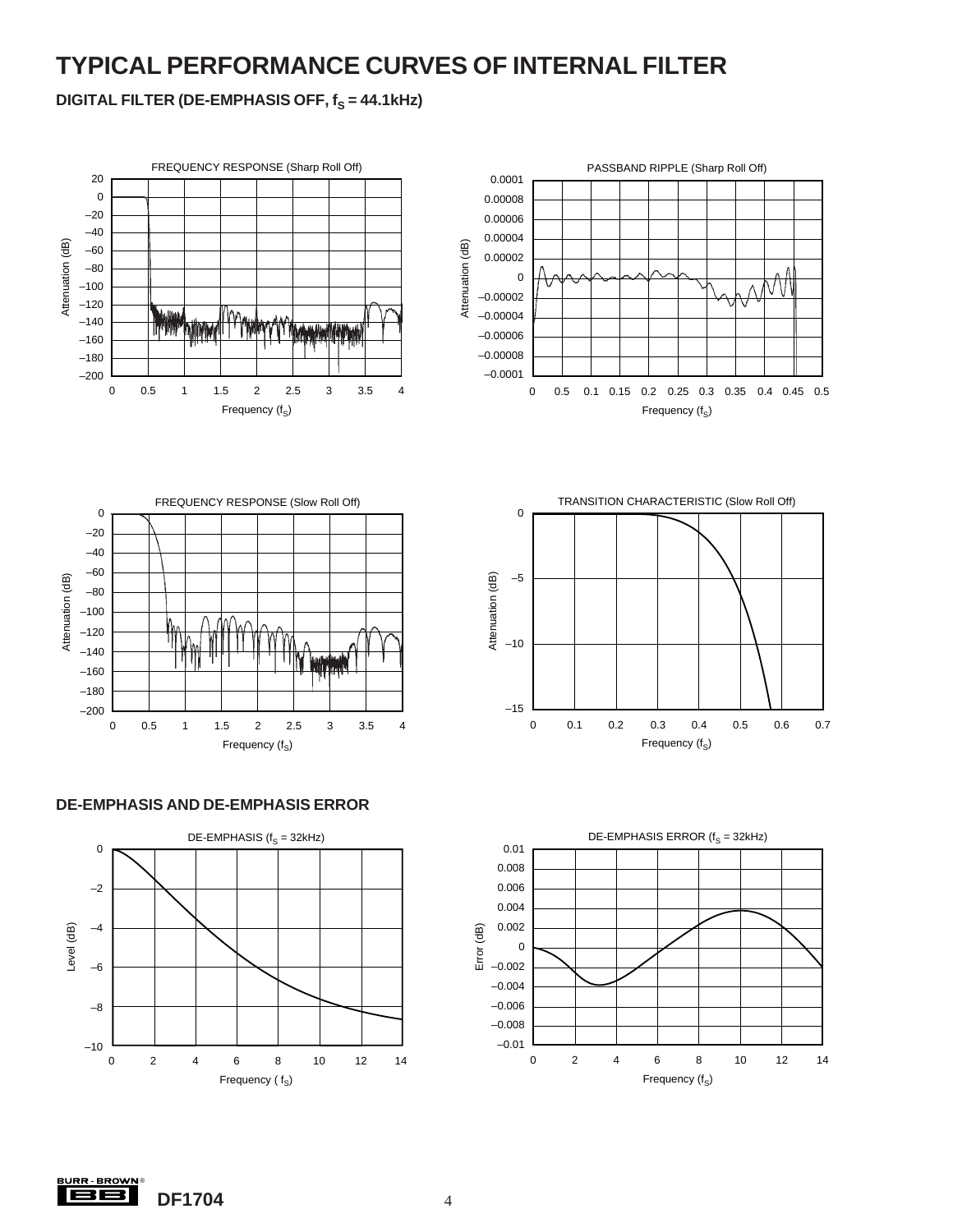# TYPICAL PERFORMANCE CURVES OF INTERNAL FILTER

## DIGITAL FILTER (DE-EMPHASIS OFF, $f_S$ = 44.1kHz)

FREQUENCY RESPONSE (Sharp Roll Off)

PASSBAND RIPPLE (Sharp Roll Off)

FREQUENCY RESPONSE (Slow Roll Off)

TRANSITION CHARACTERISTIC (Slow Roll Off)

## DE-EMPHASIS AND DE-EMPHASIS ERROR

DE-EMPHASIS ($f_S$ = 32kHz)

DE-EMPHASIS ERROR ($f_S$ = 32kHz)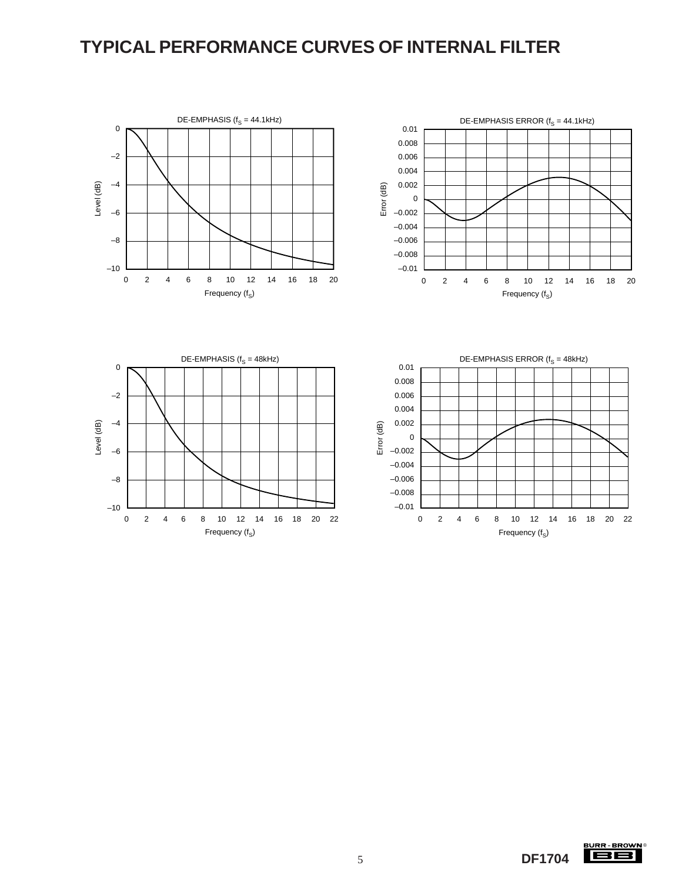# TYPICAL PERFORMANCE CURVES OF INTERNAL FILTER

DE-EMPHASIS ($f_S$ = 44.1kHz)

Level (dB): 0, –2, –4, –6, –8, –10

Frequency ($f_S$): 0, 2, 4, 6, 8, 10, 12, 14, 16, 18, 20

DE-EMPHASIS ERROR ($f_S$ = 44.1kHz)

Error (dB): 0.01, 0.008, 0.006, 0.004, 0.002, 0, –0.002, –0.004, –0.006, –0.008, –0.01

Frequency ($f_S$): 0, 2, 4, 6, 8, 10, 12, 14, 16, 18, 20

DE-EMPHASIS ($f_S$ = 48kHz)

Level (dB): 0, –2, –4, –6, –8, –10

Frequency ($f_S$): 0, 2, 4, 6, 8, 10, 12, 14, 16, 18, 20, 22

DE-EMPHASIS ERROR ($f_S$ = 48kHz)

Error (dB): 0.01, 0.008, 0.006, 0.004, 0.002, 0, –0.002, –0.004, –0.006, –0.008, –0.01

Frequency ($f_S$): 0, 2, 4, 6, 8, 10, 12, 14, 16, 18, 20, 22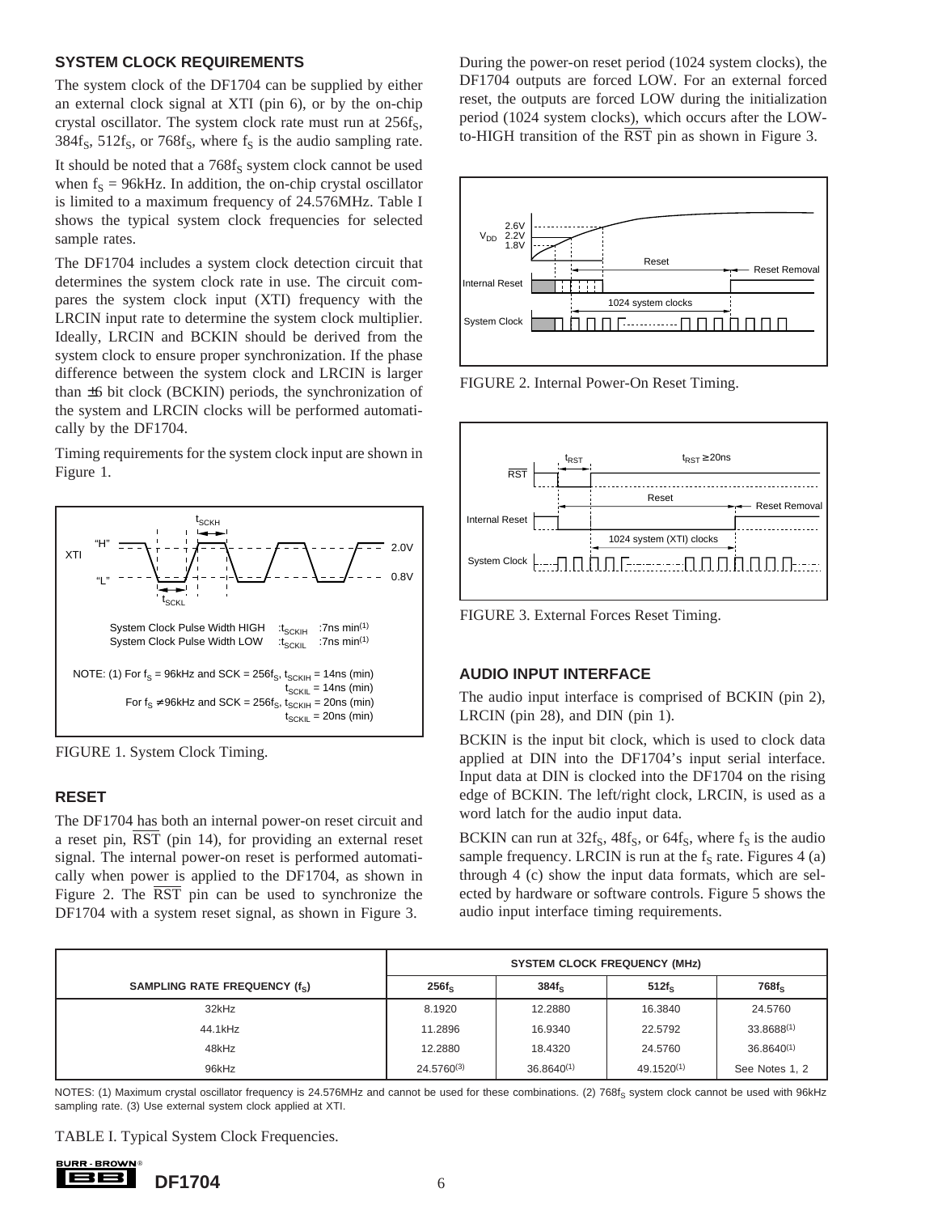## SYSTEM CLOCK REQUIREMENTS

The system clock of the DF1704 can be supplied by either an external clock signal at XTI (pin 6), or by the on-chip crystal oscillator. The system clock rate must run at $256f_S$, $384f_S$, $512f_S$, or $768f_S$, where $f_S$ is the audio sampling rate.

It should be noted that a $768f_S$ system clock cannot be used when $f_S$ = 96kHz. In addition, the on-chip crystal oscillator is limited to a maximum frequency of 24.576MHz. Table I shows the typical system clock frequencies for selected sample rates.

The DF1704 includes a system clock detection circuit that determines the system clock rate in use. The circuit compares the system clock input (XTI) frequency with the LRCIN input rate to determine the system clock multiplier. Ideally, LRCIN and BCKIN should be derived from the system clock to ensure proper synchronization. If the phase difference between the system clock and LRCIN is larger than ±6 bit clock (BCKIN) periods, the synchronization of the system and LRCIN clocks will be performed automatically by the DF1704.

Timing requirements for the system clock input are shown in Figure 1.

System Clock Pulse Width HIGH $t_{SCKIH}$: 7ns min(1)
System Clock Pulse Width LOW $t_{SCKIL}$: 7ns min(1)

NOTE: (1) For $f_S$ = 96kHz and SCK = $256f_S$, $t_{SCKIH}$ = 14ns (min), $t_{SCKIL}$ = 14ns (min). For $f_S \neq$ 96kHz and SCK = $256f_S$, $t_{SCKIH}$ = 20ns (min), $t_{SCKIL}$ = 20ns (min)

FIGURE 1. System Clock Timing.

## RESET

The DF1704 has both an internal power-on reset circuit and a reset pin, $\overline{RST}$ (pin 14), for providing an external reset signal. The internal power-on reset is performed automatically when power is applied to the DF1704, as shown in Figure 2. The $\overline{RST}$ pin can be used to synchronize the DF1704 with a system reset signal, as shown in Figure 3.

During the power-on reset period (1024 system clocks), the DF1704 outputs are forced LOW. For an external forced reset, the outputs are forced LOW during the initialization period (1024 system clocks), which occurs after the LOW-to-HIGH transition of the $\overline{RST}$ pin as shown in Figure 3.

FIGURE 2. Internal Power-On Reset Timing.

FIGURE 3. External Forces Reset Timing.

## AUDIO INPUT INTERFACE

The audio input interface is comprised of BCKIN (pin 2), LRCIN (pin 28), and DIN (pin 1).

BCKIN is the input bit clock, which is used to clock data applied at DIN into the DF1704's input serial interface. Input data at DIN is clocked into the DF1704 on the rising edge of BCKIN. The left/right clock, LRCIN, is used as a word latch for the audio input data.

BCKIN can run at $32f_S$, $48f_S$, or $64f_S$, where $f_S$ is the audio sample frequency. LRCIN is run at the $f_S$ rate. Figures 4 (a) through 4 (c) show the input data formats, which are selected by hardware or software controls. Figure 5 shows the audio input interface timing requirements.

| | SYSTEM CLOCK FREQUENCY (MHz) | | | |
|---|---|---|---|---|
| SAMPLING RATE FREQUENCY ($f_S$) | $256f_S$ | $384f_S$ | $512f_S$ | $768f_S$ |
| 32kHz | 8.1920 | 12.2880 | 16.3840 | 24.5760 |
| 44.1kHz | 11.2896 | 16.9340 | 22.5792 | 33.8688(1) |
| 48kHz | 12.2880 | 18.4320 | 24.5760 | 36.8640(1) |
| 96kHz | 24.5760(3) | 36.8640(1) | 49.1520(1) | See Notes 1, 2 |

NOTES: (1) Maximum crystal oscillator frequency is 24.576MHz and cannot be used for these combinations. (2) $768f_S$ system clock cannot be used with 96kHz sampling rate. (3) Use external system clock applied at XTI.

TABLE I. Typical System Clock Frequencies.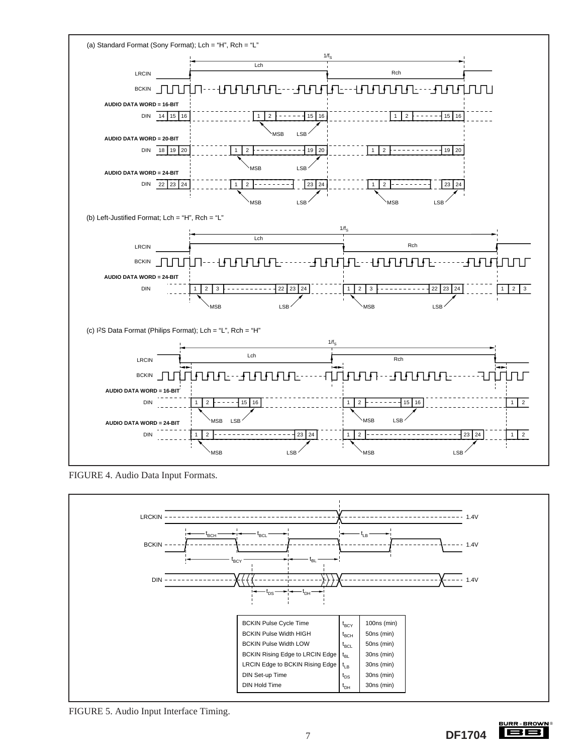FIGURE 4. Audio Data Input Formats.

| | | |
|---|---|---|
| BCKIN Pulse Cycle Time | $t_{BCY}$ | 100ns (min) |
| BCKIN Pulse Width HIGH | $t_{BCH}$ | 50ns (min) |
| BCKIN Pulse Width LOW | $t_{BCL}$ | 50ns (min) |
| BCKIN Rising Edge to LRCIN Edge | $t_{BL}$ | 30ns (min) |
| LRCIN Edge to BCKIN Rising Edge | $t_{LB}$ | 30ns (min) |
| DIN Set-up Time | $t_{DS}$ | 30ns (min) |
| DIN Hold Time | $t_{DH}$ | 30ns (min) |

FIGURE 5. Audio Input Interface Timing.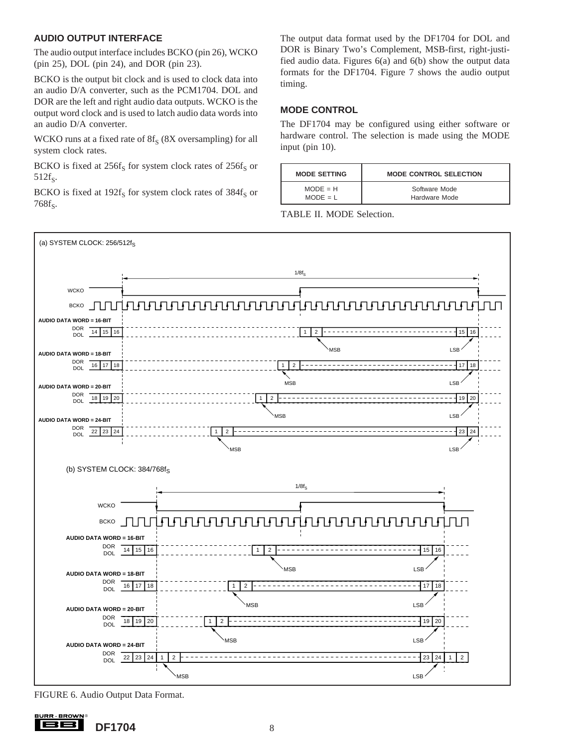## AUDIO OUTPUT INTERFACE

The audio output interface includes BCKO (pin 26), WCKO (pin 25), DOL (pin 24), and DOR (pin 23).

BCKO is the output bit clock and is used to clock data into an audio D/A converter, such as the PCM1704. DOL and DOR are the left and right audio data outputs. WCKO is the output word clock and is used to latch audio data words into an audio D/A converter.

WCKO runs at a fixed rate of $8f_S$ (8X oversampling) for all system clock rates.

BCKO is fixed at $256f_S$ for system clock rates of $256f_S$ or $512f_S$.

BCKO is fixed at $192f_S$ for system clock rates of $384f_S$ or $768f_S$.

The output data format used by the DF1704 for DOL and DOR is Binary Two's Complement, MSB-first, right-justified audio data. Figures 6(a) and 6(b) show the output data formats for the DF1704. Figure 7 shows the audio output timing.

## MODE CONTROL

The DF1704 may be configured using either software or hardware control. The selection is made using the MODE input (pin 10).

| MODE SETTING | MODE CONTROL SELECTION |
|---|---|
| MODE = H | Software Mode |
| MODE = L | Hardware Mode |

TABLE II. MODE Selection.

FIGURE 6. Audio Output Data Format.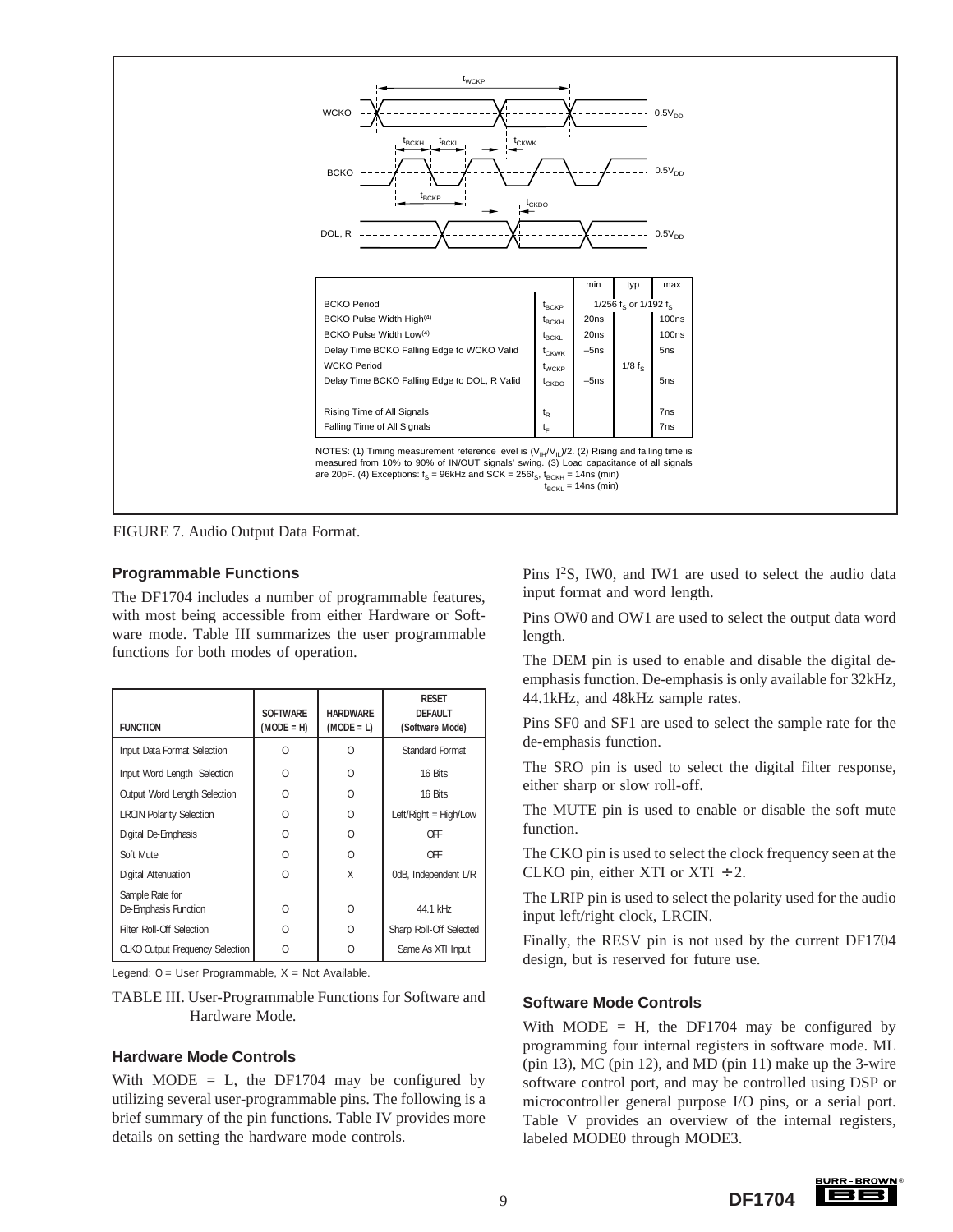WCKO, BCKO, DOL, R timing diagram (reference level $0.5V_{DD}$): $t_{WCKP}$, $t_{BCKH}$, $t_{BCKL}$, $t_{CKWK}$, $t_{BCKP}$, $t_{CKDO}$

| | | min | typ | max |
|---|---|---|---|---|
| BCKO Period | $t_{BCKP}$ | | $1/256\ f_S$ or $1/192\ f_S$ | |
| BCKO Pulse Width High(4) | $t_{BCKH}$ | 20ns | | 100ns |
| BCKO Pulse Width Low(4) | $t_{BCKL}$ | 20ns | | 100ns |
| Delay Time BCKO Falling Edge to WCKO Valid | $t_{CKWK}$ | –5ns | | 5ns |
| WCKO Period | $t_{WCKP}$ | | $1/8\ f_S$ | |
| Delay Time BCKO Falling Edge to DOL, R Valid | $t_{CKDO}$ | –5ns | | 5ns |
| Rising Time of All Signals | $t_R$ | | | 7ns |
| Falling Time of All Signals | $t_F$ | | | 7ns |

NOTES: (1) Timing measurement reference level is $(V_{IH}/V_{IL})/2$. (2) Rising and falling time is measured from 10% to 90% of IN/OUT signals' swing. (3) Load capacitance of all signals are 20pF. (4) Exceptions: $f_S$ = 96kHz and SCK = $256f_S$, $t_{BCKH}$ = 14ns (min), $t_{BCKL}$ = 14ns (min)

FIGURE 7. Audio Output Data Format.

### Programmable Functions

The DF1704 includes a number of programmable features, with most being accessible from either Hardware or Software mode. Table III summarizes the user programmable functions for both modes of operation.

| FUNCTION | SOFTWARE (MODE = H) | HARDWARE (MODE = L) | RESET DEFAULT (Software Mode) |
|---|---|---|---|
| Input Data Format Selection | O | O | Standard Format |
| Input Word Length Selection | O | O | 16 Bits |
| Output Word Length Selection | O | O | 16 Bits |
| LRCIN Polarity Selection | O | O | Left/Right = High/Low |
| Digital De-Emphasis | O | O | OFF |
| Soft Mute | O | O | OFF |
| Digital Attenuation | O | X | 0dB, Independent L/R |
| Sample Rate for De-Emphasis Function | O | O | 44.1 kHz |
| Filter Roll-Off Selection | O | O | Sharp Roll-Off Selected |
| CLKO Output Frequency Selection | O | O | Same As XTI Input |

Legend: O = User Programmable, X = Not Available.

TABLE III. User-Programmable Functions for Software and Hardware Mode.

### Hardware Mode Controls

With MODE = L, the DF1704 may be configured by utilizing several user-programmable pins. The following is a brief summary of the pin functions. Table IV provides more details on setting the hardware mode controls.

Pins $I^2S$, IW0, and IW1 are used to select the audio data input format and word length.

Pins OW0 and OW1 are used to select the output data word length.

The DEM pin is used to enable and disable the digital de-emphasis function. De-emphasis is only available for 32kHz, 44.1kHz, and 48kHz sample rates.

Pins SF0 and SF1 are used to select the sample rate for the de-emphasis function.

The SRO pin is used to select the digital filter response, either sharp or slow roll-off.

The MUTE pin is used to enable or disable the soft mute function.

The CKO pin is used to select the clock frequency seen at the CLKO pin, either XTI or XTI ÷2.

The LRIP pin is used to select the polarity used for the audio input left/right clock, LRCIN.

Finally, the RESV pin is not used by the current DF1704 design, but is reserved for future use.

### Software Mode Controls

With MODE = H, the DF1704 may be configured by programming four internal registers in software mode. ML (pin 13), MC (pin 12), and MD (pin 11) make up the 3-wire software control port, and may be controlled using DSP or microcontroller general purpose I/O pins, or a serial port. Table V provides an overview of the internal registers, labeled MODE0 through MODE3.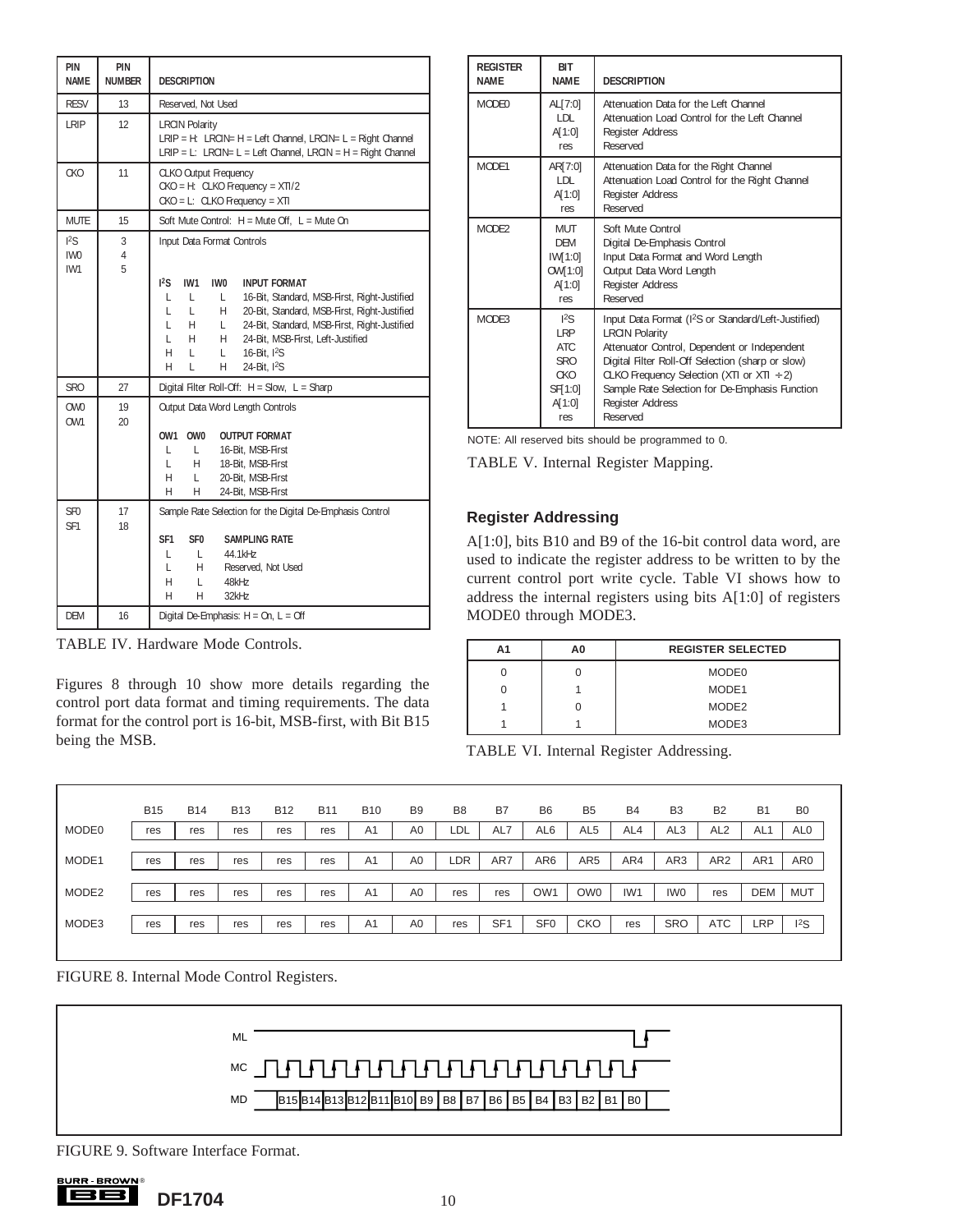| PIN NAME | PIN NUMBER | DESCRIPTION |
|---|---|---|
| RESV | 13 | Reserved, Not Used |
| LRIP | 12 | LRCIN Polarity<br>LRIP = H: LRCIN= H = Left Channel, LRCIN= L = Right Channel<br>LRIP = L: LRCIN= L = Left Channel, LRCIN = H = Right Channel |
| CKO | 11 | CLKO Output Frequency<br>CKO = H: CLKO Frequency = XTI/2<br>CKO = L: CLKO Frequency = XTI |
| MUTE | 15 | Soft Mute Control: H = Mute Off, L = Mute On |
| I²S<br>IW0<br>IW1 | 3<br>4<br>5 | Input Data Format Controls<br><br>**I²S IW1 IW0 INPUT FORMAT**<br>L L L 16-Bit, Standard, MSB-First, Right-Justified<br>L L H 20-Bit, Standard, MSB-First, Right-Justified<br>L H L 24-Bit, Standard, MSB-First, Right-Justified<br>L H H 24-Bit, MSB-First, Left-Justified<br>H L L 16-Bit, I²S<br>H L H 24-Bit, I²S |
| SRO | 27 | Digital Filter Roll-Off: H = Slow, L = Sharp |
| OW0<br>OW1 | 19<br>20 | Output Data Word Length Controls<br><br>**OW1 OW0 OUTPUT FORMAT**<br>L L 16-Bit, MSB-First<br>L H 18-Bit, MSB-First<br>H L 20-Bit, MSB-First<br>H H 24-Bit, MSB-First |
| SF0<br>SF1 | 17<br>18 | Sample Rate Selection for the Digital De-Emphasis Control<br><br>**SF1 SF0 SAMPLING RATE**<br>L L 44.1kHz<br>L H Reserved, Not Used<br>H L 48kHz<br>H H 32kHz |
| DEM | 16 | Digital De-Emphasis: H = On, L = Off |

TABLE IV. Hardware Mode Controls.

Figures 8 through 10 show more details regarding the control port data format and timing requirements. The data format for the control port is 16-bit, MSB-first, with Bit B15 being the MSB.

| REGISTER NAME | BIT NAME | DESCRIPTION |
|---|---|---|
| MODE0 | AL[7:0]<br>LDL<br>A[1:0]<br>res | Attenuation Data for the Left Channel<br>Attenuation Load Control for the Left Channel<br>Register Address<br>Reserved |
| MODE1 | AR[7:0]<br>LDL<br>A[1:0]<br>res | Attenuation Data for the Right Channel<br>Attenuation Load Control for the Right Channel<br>Register Address<br>Reserved |
| MODE2 | MUT<br>DEM<br>IW[1:0]<br>OW[1:0]<br>A[1:0]<br>res | Soft Mute Control<br>Digital De-Emphasis Control<br>Input Data Format and Word Length<br>Output Data Word Length<br>Register Address<br>Reserved |
| MODE3 | I²S<br>LRP<br>ATC<br>SRO<br>CKO<br>SF[1:0]<br>A[1:0]<br>res | Input Data Format (I²S or Standard/Left-Justified)<br>LRCIN Polarity<br>Attenuator Control, Dependent or Independent<br>Digital Filter Roll-Off Selection (sharp or slow)<br>CLKO Frequency Selection (XTI or XTI ÷2)<br>Sample Rate Selection for De-Emphasis Function<br>Register Address<br>Reserved |

NOTE: All reserved bits should be programmed to 0.

TABLE V. Internal Register Mapping.

### Register Addressing

A[1:0], bits B10 and B9 of the 16-bit control data word, are used to indicate the register address to be written to by the current control port write cycle. Table VI shows how to address the internal registers using bits A[1:0] of registers MODE0 through MODE3.

| A1 | A0 | REGISTER SELECTED |
|---|---|---|
| 0 | 0 | MODE0 |
| 0 | 1 | MODE1 |
| 1 | 0 | MODE2 |
| 1 | 1 | MODE3 |

TABLE VI. Internal Register Addressing.

| | B15 | B14 | B13 | B12 | B11 | B10 | B9 | B8 | B7 | B6 | B5 | B4 | B3 | B2 | B1 | B0 |
|---|---|---|---|---|---|---|---|---|---|---|---|---|---|---|---|---|
| MODE0 | res | res | res | res | res | A1 | A0 | LDL | AL7 | AL6 | AL5 | AL4 | AL3 | AL2 | AL1 | AL0 |
| MODE1 | res | res | res | res | res | A1 | A0 | LDR | AR7 | AR6 | AR5 | AR4 | AR3 | AR2 | AR1 | AR0 |
| MODE2 | res | res | res | res | res | A1 | A0 | res | res | OW1 | OW0 | IW1 | IW0 | res | DEM | MUT |
| MODE3 | res | res | res | res | res | A1 | A0 | res | SF1 | SF0 | CKO | res | SRO | ATC | LRP | I²S |

FIGURE 8. Internal Mode Control Registers.

ML

MC

MD B15 B14 B13 B12 B11 B10 B9 B8 B7 B6 B5 B4 B3 B2 B1 B0

FIGURE 9. Software Interface Format.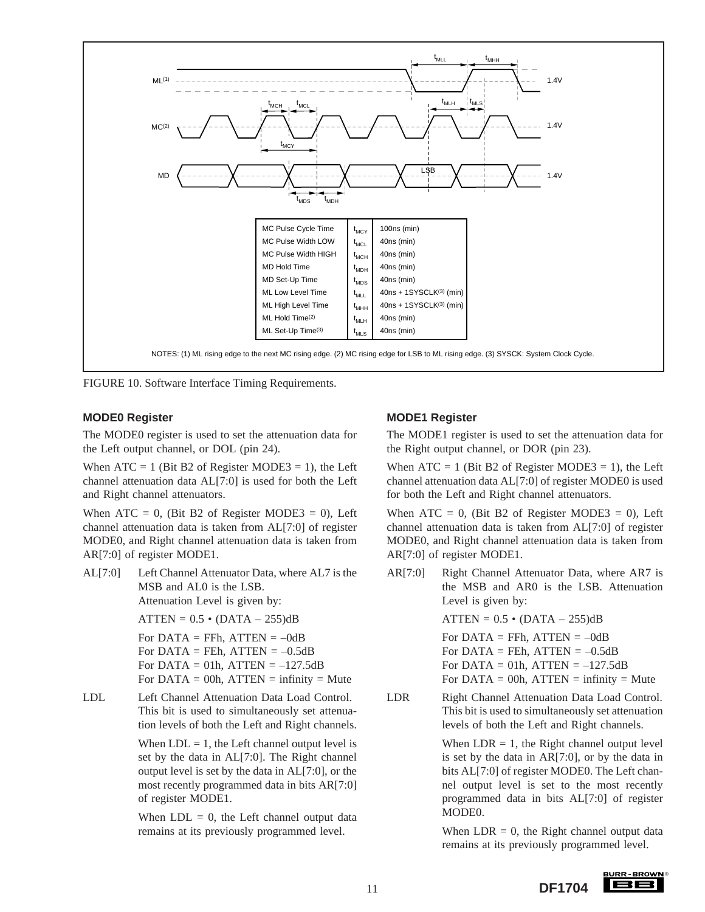| | | |
|---|---|---|
| MC Pulse Cycle Time | $t_{MCY}$ | 100ns (min) |
| MC Pulse Width LOW | $t_{MCL}$ | 40ns (min) |
| MC Pulse Width HIGH | $t_{MCH}$ | 40ns (min) |
| MD Hold Time | $t_{MDH}$ | 40ns (min) |
| MD Set-Up Time | $t_{MDS}$ | 40ns (min) |
| ML Low Level Time | $t_{MLL}$ | 40ns + 1SYSCLK(3) (min) |
| ML High Level Time | $t_{MHH}$ | 40ns + 1SYSCLK(3) (min) |
| ML Hold Time(2) | $t_{MLH}$ | 40ns (min) |
| ML Set-Up Time(3) | $t_{MLS}$ | 40ns (min) |

NOTES: (1) ML rising edge to the next MC rising edge. (2) MC rising edge for LSB to ML rising edge. (3) SYSCK: System Clock Cycle.

FIGURE 10. Software Interface Timing Requirements.

### MODE0 Register

The MODE0 register is used to set the attenuation data for the Left output channel, or DOL (pin 24).

When ATC = 1 (Bit B2 of Register MODE3 = 1), the Left channel attenuation data AL[7:0] is used for both the Left and Right channel attenuators.

When ATC = 0, (Bit B2 of Register MODE3 = 0), Left channel attenuation data is taken from AL[7:0] of register MODE0, and Right channel attenuation data is taken from AR[7:0] of register MODE1.

AL[7:0] Left Channel Attenuator Data, where AL7 is the MSB and AL0 is the LSB. Attenuation Level is given by:

ATTEN = 0.5 • (DATA – 255)dB

For DATA = FFh, ATTEN = –0dB
For DATA = FEh, ATTEN = –0.5dB
For DATA = 01h, ATTEN = –127.5dB
For DATA = 00h, ATTEN = infinity = Mute

LDL Left Channel Attenuation Data Load Control. This bit is used to simultaneously set attenuation levels of both the Left and Right channels.

When LDL = 1, the Left channel output level is set by the data in AL[7:0]. The Right channel output level is set by the data in AL[7:0], or the most recently programmed data in bits AR[7:0] of register MODE1.

When LDL = 0, the Left channel output data remains at its previously programmed level.

### MODE1 Register

The MODE1 register is used to set the attenuation data for the Right output channel, or DOR (pin 23).

When ATC = 1 (Bit B2 of Register MODE3 = 1), the Left channel attenuation data AL[7:0] of register MODE0 is used for both the Left and Right channel attenuators.

When ATC = 0, (Bit B2 of Register MODE3 = 0), Left channel attenuation data is taken from AL[7:0] of register MODE0, and Right channel attenuation data is taken from AR[7:0] of register MODE1.

AR[7:0] Right Channel Attenuator Data, where AR7 is the MSB and AR0 is the LSB. Attenuation Level is given by:

ATTEN = 0.5 • (DATA – 255)dB

For DATA = FFh, ATTEN = –0dB
For DATA = FEh, ATTEN = –0.5dB
For DATA = 01h, ATTEN = –127.5dB
For DATA = 00h, ATTEN = infinity = Mute

LDR Right Channel Attenuation Data Load Control. This bit is used to simultaneously set attenuation levels of both the Left and Right channels.

When LDR = 1, the Right channel output level is set by the data in AR[7:0], or by the data in bits AL[7:0] of register MODE0. The Left channel output level is set to the most recently programmed data in bits AL[7:0] of register MODE0.

When LDR = 0, the Right channel output data remains at its previously programmed level.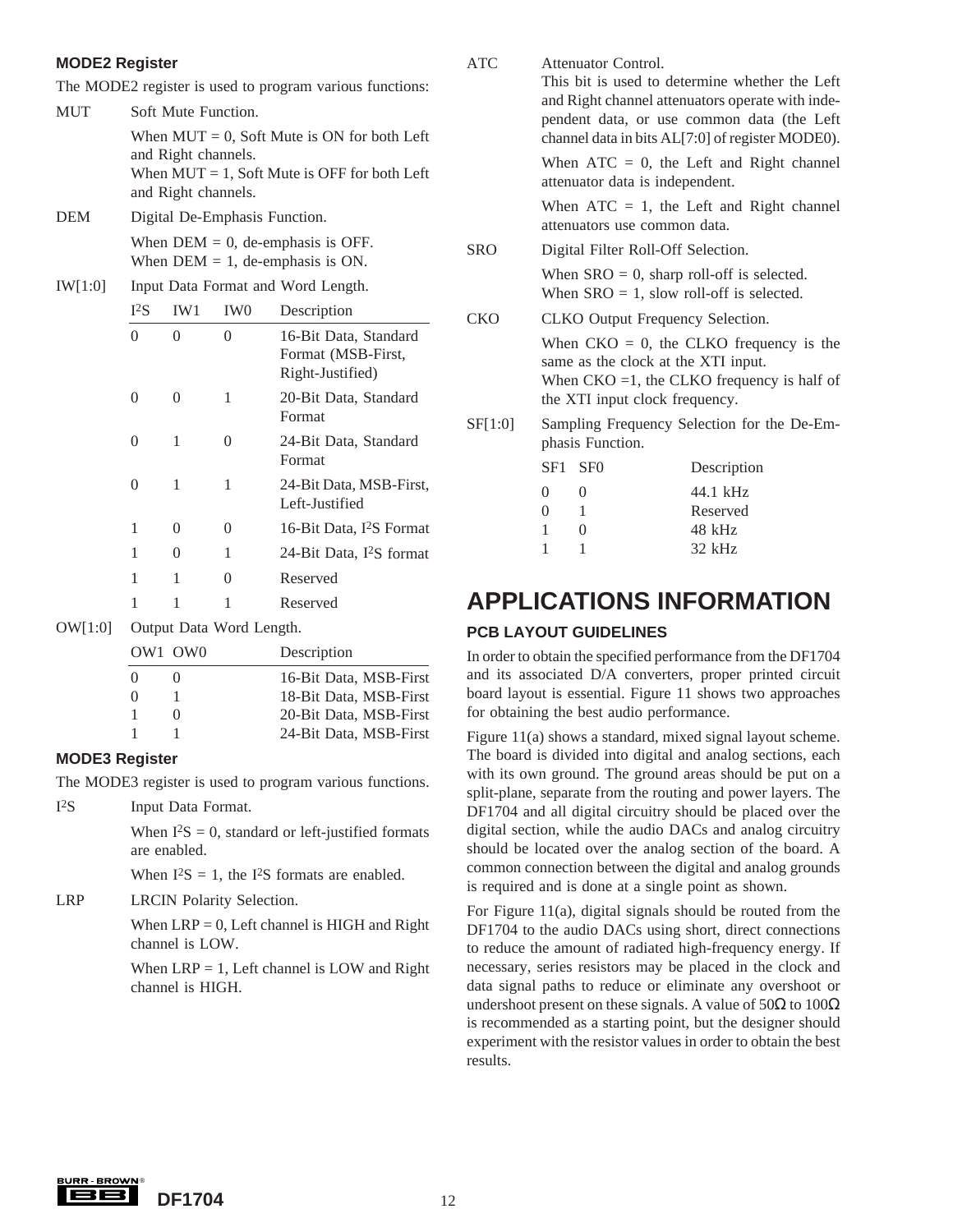### MODE2 Register

The MODE2 register is used to program various functions:

MUT — Soft Mute Function.

When MUT = 0, Soft Mute is ON for both Left and Right channels.
When MUT = 1, Soft Mute is OFF for both Left and Right channels.

DEM — Digital De-Emphasis Function.

When DEM = 0, de-emphasis is OFF.
When DEM = 1, de-emphasis is ON.

IW[1:0] — Input Data Format and Word Length.

| I²S | IW1 | IW0 | Description |
|---|---|---|---|
| 0 | 0 | 0 | 16-Bit Data, Standard Format (MSB-First, Right-Justified) |
| 0 | 0 | 1 | 20-Bit Data, Standard Format |
| 0 | 1 | 0 | 24-Bit Data, Standard Format |
| 0 | 1 | 1 | 24-Bit Data, MSB-First, Left-Justified |
| 1 | 0 | 0 | 16-Bit Data, I²S Format |
| 1 | 0 | 1 | 24-Bit Data, I²S format |
| 1 | 1 | 0 | Reserved |
| 1 | 1 | 1 | Reserved |

OW[1:0] — Output Data Word Length.

| OW1 | OW0 | Description |
|---|---|---|
| 0 | 0 | 16-Bit Data, MSB-First |
| 0 | 1 | 18-Bit Data, MSB-First |
| 1 | 0 | 20-Bit Data, MSB-First |
| 1 | 1 | 24-Bit Data, MSB-First |

### MODE3 Register

The MODE3 register is used to program various functions.

I²S — Input Data Format.

When I²S = 0, standard or left-justified formats are enabled.

When I²S = 1, the I²S formats are enabled.

LRP — LRCIN Polarity Selection.

When LRP = 0, Left channel is HIGH and Right channel is LOW.

When LRP = 1, Left channel is LOW and Right channel is HIGH.

ATC — Attenuator Control.

This bit is used to determine whether the Left and Right channel attenuators operate with independent data, or use common data (the Left channel data in bits AL[7:0] of register MODE0).

When ATC = 0, the Left and Right channel attenuator data is independent.

When ATC = 1, the Left and Right channel attenuators use common data.

SRO — Digital Filter Roll-Off Selection.

When SRO = 0, sharp roll-off is selected.
When SRO = 1, slow roll-off is selected.

CKO — CLKO Output Frequency Selection.

When CKO = 0, the CLKO frequency is the same as the clock at the XTI input.
When CKO =1, the CLKO frequency is half of the XTI input clock frequency.

SF[1:0] — Sampling Frequency Selection for the De-Emphasis Function.

| SF1 | SF0 | Description |
|---|---|---|
| 0 | 0 | 44.1 kHz |
| 0 | 1 | Reserved |
| 1 | 0 | 48 kHz |
| 1 | 1 | 32 kHz |

# APPLICATIONS INFORMATION

### PCB LAYOUT GUIDELINES

In order to obtain the specified performance from the DF1704 and its associated D/A converters, proper printed circuit board layout is essential. Figure 11 shows two approaches for obtaining the best audio performance.

Figure 11(a) shows a standard, mixed signal layout scheme. The board is divided into digital and analog sections, each with its own ground. The ground areas should be put on a split-plane, separate from the routing and power layers. The DF1704 and all digital circuitry should be placed over the digital section, while the audio DACs and analog circuitry should be located over the analog section of the board. A common connection between the digital and analog grounds is required and is done at a single point as shown.

For Figure 11(a), digital signals should be routed from the DF1704 to the audio DACs using short, direct connections to reduce the amount of radiated high-frequency energy. If necessary, series resistors may be placed in the clock and data signal paths to reduce or eliminate any overshoot or undershoot present on these signals. A value of 50Ω to 100Ω is recommended as a starting point, but the designer should experiment with the resistor values in order to obtain the best results.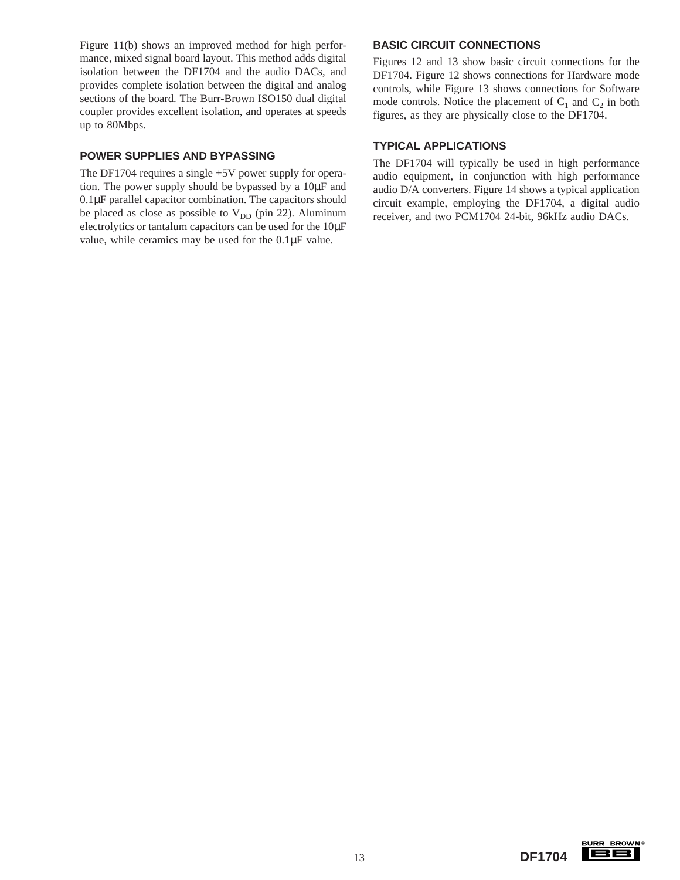Figure 11(b) shows an improved method for high performance, mixed signal board layout. This method adds digital isolation between the DF1704 and the audio DACs, and provides complete isolation between the digital and analog sections of the board. The Burr-Brown ISO150 dual digital coupler provides excellent isolation, and operates at speeds up to 80Mbps.

## POWER SUPPLIES AND BYPASSING

The DF1704 requires a single +5V power supply for operation. The power supply should be bypassed by a 10µF and 0.1µF parallel capacitor combination. The capacitors should be placed as close as possible to $V_{DD}$ (pin 22). Aluminum electrolytics or tantalum capacitors can be used for the 10µF value, while ceramics may be used for the 0.1µF value.

## BASIC CIRCUIT CONNECTIONS

Figures 12 and 13 show basic circuit connections for the DF1704. Figure 12 shows connections for Hardware mode controls, while Figure 13 shows connections for Software mode controls. Notice the placement of $C_1$ and $C_2$ in both figures, as they are physically close to the DF1704.

## TYPICAL APPLICATIONS

The DF1704 will typically be used in high performance audio equipment, in conjunction with high performance audio D/A converters. Figure 14 shows a typical application circuit example, employing the DF1704, a digital audio receiver, and two PCM1704 24-bit, 96kHz audio DACs.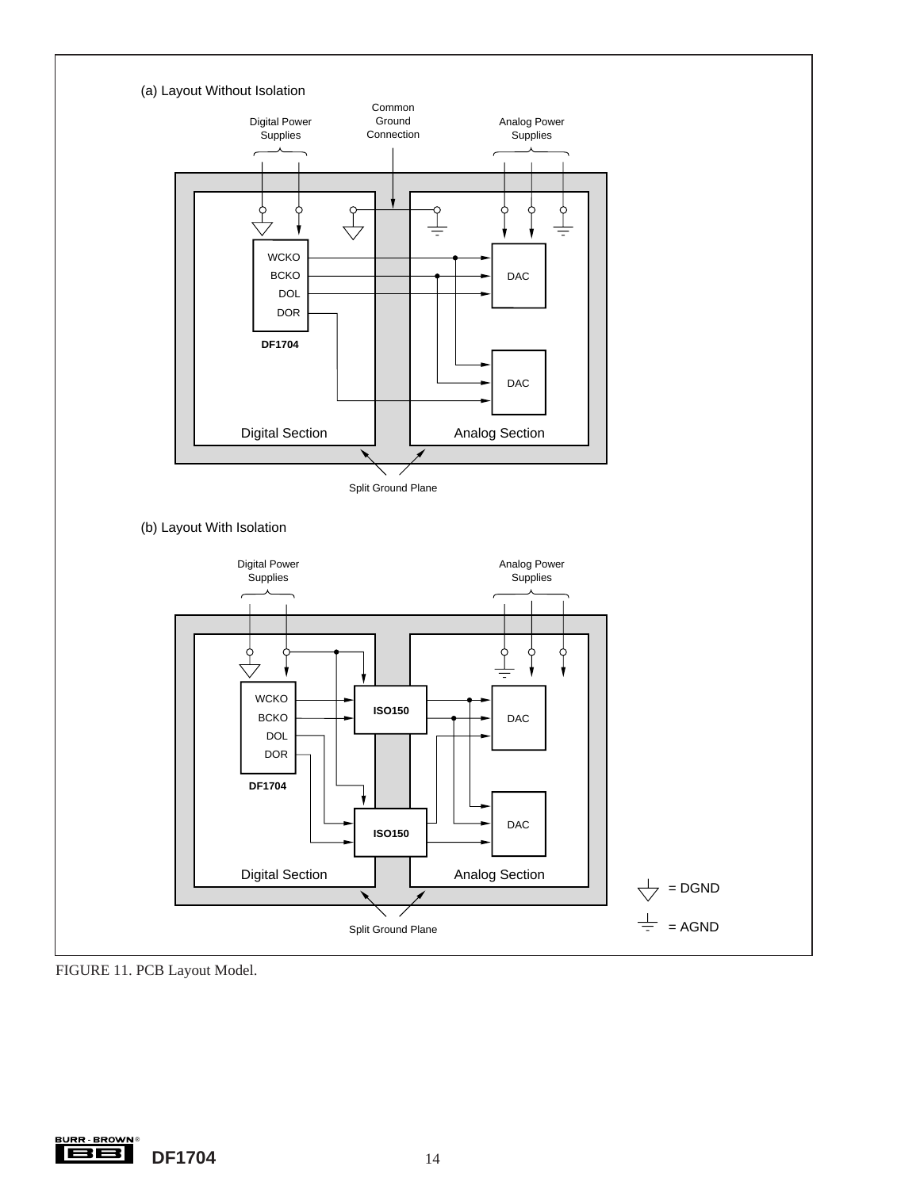FIGURE 11. PCB Layout Model.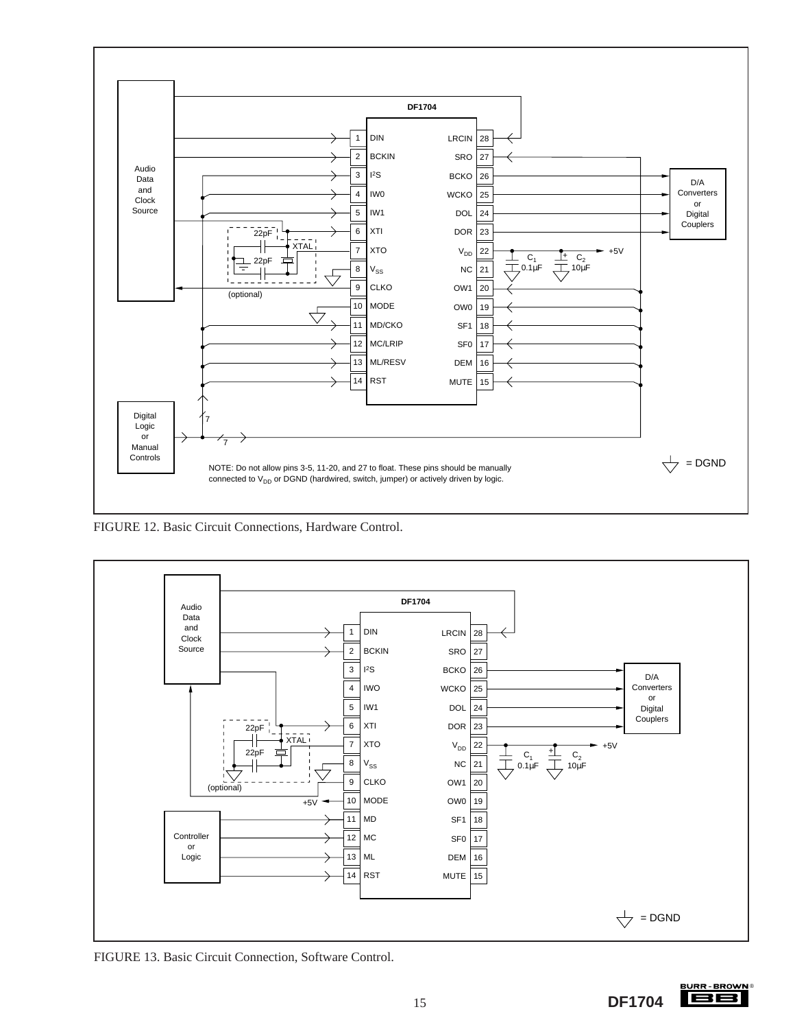NOTE: Do not allow pins 3-5, 11-20, and 27 to float. These pins should be manually connected to $V_{DD}$ or DGND (hardwired, switch, jumper) or actively driven by logic.

FIGURE 12. Basic Circuit Connections, Hardware Control.

FIGURE 13. Basic Circuit Connection, Software Control.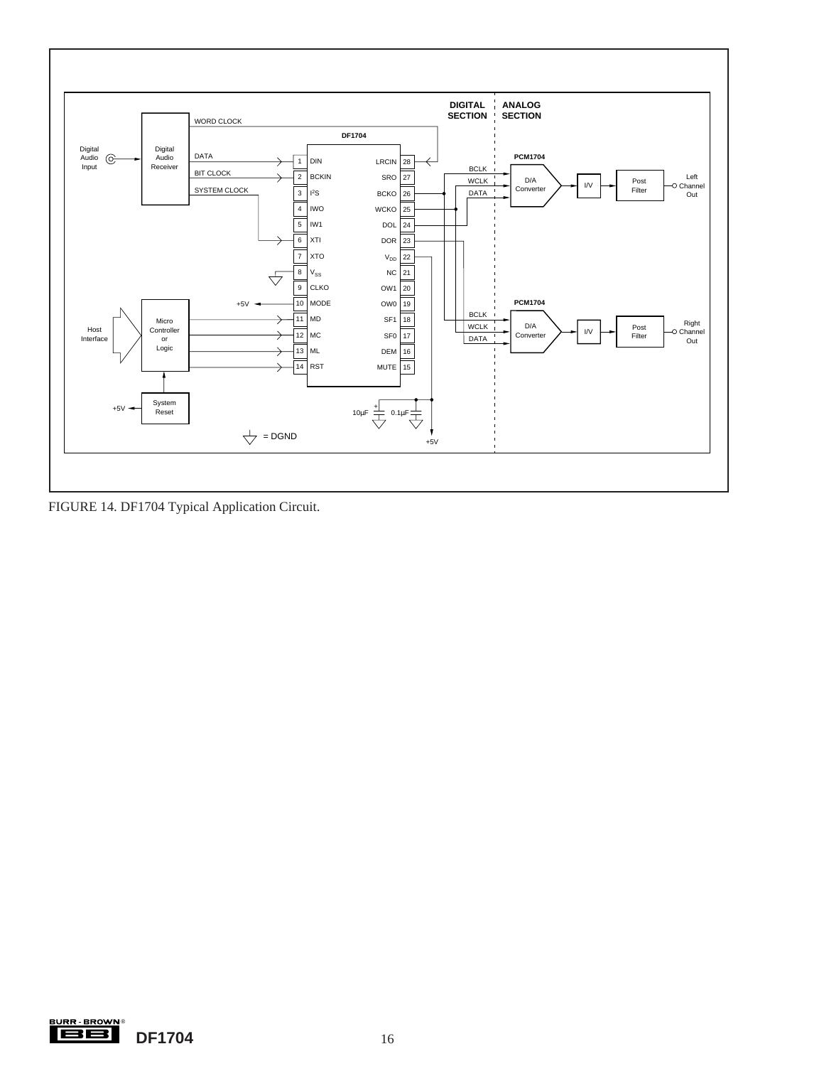DIGITAL SECTION

ANALOG SECTION

WORD CLOCK

DF1704

Digital Audio Input

Digital Audio Receiver

DATA

BIT CLOCK

SYSTEM CLOCK

1 DIN

2 BCKIN

3 I²S

4 IWO

5 IW1

6 XTI

7 XTO

8 $V_{SS}$

9 CLKO

10 MODE

11 MD

12 MC

13 ML

14 RST

LRCIN 28

SRO 27

BCKO 26

WCKO 25

DOL 24

DOR 23

$V_{DD}$ 22

NC 21

OW1 20

OW0 19

SF1 18

SF0 17

DEM 16

MUTE 15

PCM1704

BCLK

WCLK

DATA

D/A Converter

I/V

Post Filter

Left Channel Out

PCM1704

BCLK

WCLK

DATA

D/A Converter

I/V

Post Filter

Right Channel Out

+5V

Host Interface

Micro Controller or Logic

+5V

System Reset

10µF

0.1µF

+5V

= DGND

FIGURE 14. DF1704 Typical Application Circuit.